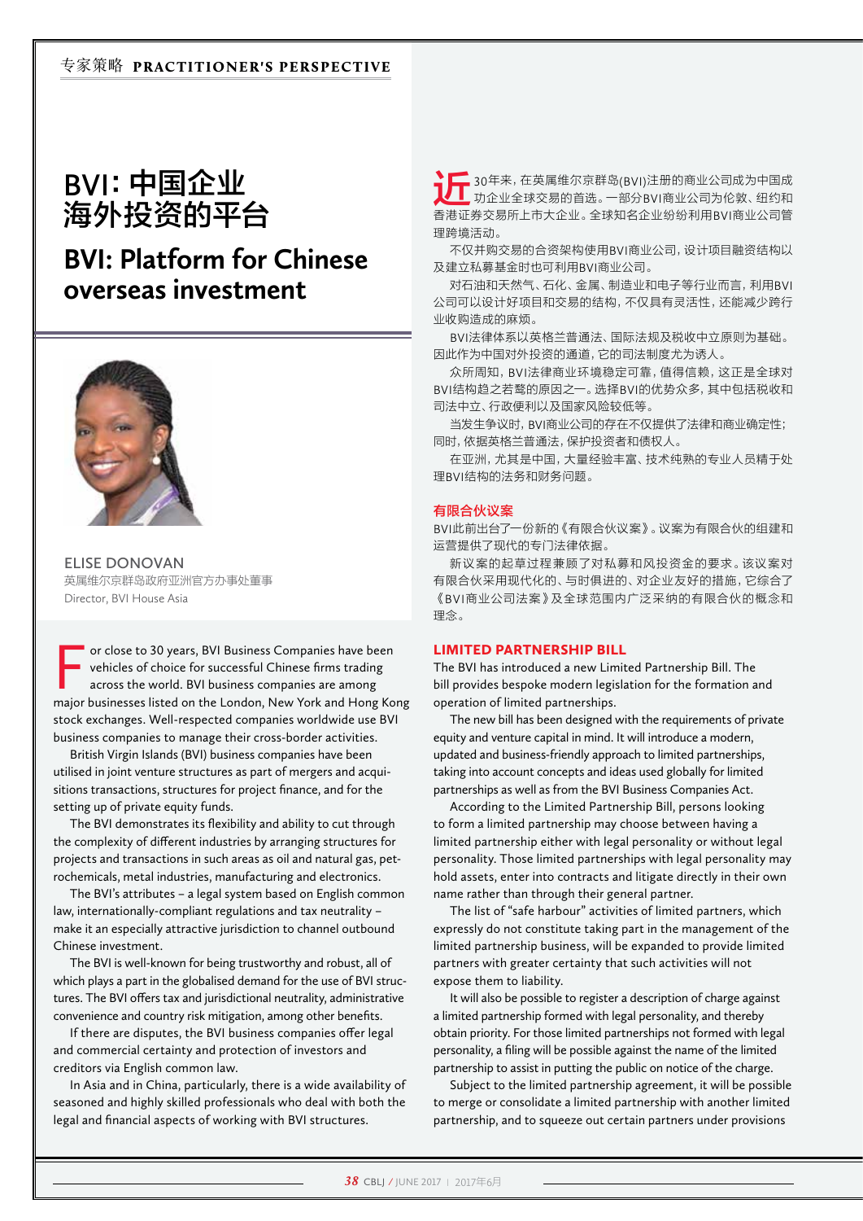# BVI：中国企业海外投资的平台

# BVI: Platform for Chinese overseas investment

ELISE DONOVAN
英属维尔京群岛政府亚洲官方办事处董事
Director, BVI House Asia

For close to 30 years, BVI Business Companies have been vehicles of choice for successful Chinese firms trading across the world. BVI business companies are among major businesses listed on the London, New York and Hong Kong stock exchanges. Well-respected companies worldwide use BVI business companies to manage their cross-border activities.

British Virgin Islands (BVI) business companies have been utilised in joint venture structures as part of mergers and acquisitions transactions, structures for project finance, and for the setting up of private equity funds.

The BVI demonstrates its flexibility and ability to cut through the complexity of different industries by arranging structures for projects and transactions in such areas as oil and natural gas, petrochemicals, metal industries, manufacturing and electronics.

The BVI's attributes – a legal system based on English common law, internationally-compliant regulations and tax neutrality – make it an especially attractive jurisdiction to channel outbound Chinese investment.

The BVI is well-known for being trustworthy and robust, all of which plays a part in the globalised demand for the use of BVI structures. The BVI offers tax and jurisdictional neutrality, administrative convenience and country risk mitigation, among other benefits.

If there are disputes, the BVI business companies offer legal and commercial certainty and protection of investors and creditors via English common law.

In Asia and in China, particularly, there is a wide availability of seasoned and highly skilled professionals who deal with both the legal and financial aspects of working with BVI structures.

## LIMITED PARTNERSHIP BILL

The BVI has introduced a new Limited Partnership Bill. The bill provides bespoke modern legislation for the formation and operation of limited partnerships.

The new bill has been designed with the requirements of private equity and venture capital in mind. It will introduce a modern, updated and business-friendly approach to limited partnerships, taking into account concepts and ideas used globally for limited partnerships as well as from the BVI Business Companies Act.

According to the Limited Partnership Bill, persons looking to form a limited partnership may choose between having a limited partnership either with legal personality or without legal personality. Those limited partnerships with legal personality may hold assets, enter into contracts and litigate directly in their own name rather than through their general partner.

The list of "safe harbour" activities of limited partners, which expressly do not constitute taking part in the management of the limited partnership business, will be expanded to provide limited partners with greater certainty that such activities will not expose them to liability.

It will also be possible to register a description of charge against a limited partnership formed with legal personality, and thereby obtain priority. For those limited partnerships not formed with legal personality, a filing will be possible against the name of the limited partnership to assist in putting the public on notice of the charge.

Subject to the limited partnership agreement, it will be possible to merge or consolidate a limited partnership with another limited partnership, and to squeeze out certain partners under provisions

近30年来，在英属维尔京群岛(BVI)注册的商业公司成为中国成功企业全球交易的首选。一部分BVI商业公司为伦敦、纽约和香港证券交易所上市大企业。全球知名企业纷纷利用BVI商业公司管理跨境活动。

不仅并购交易的合资架构使用BVI商业公司，设计项目融资结构以及建立私募基金时也可利用BVI商业公司。

对石油和天然气、石化、金属、制造业和电子等行业而言，利用BVI公司可以设计好项目和交易的结构，不仅具有灵活性，还能减少跨行业收购造成的麻烦。

BVI法律体系以英格兰普通法、国际法规及税收中立原则为基础。因此作为中国对外投资的通道，它的司法制度尤为诱人。

众所周知，BVI法律商业环境稳定可靠，值得信赖，这正是全球对BVI结构趋之若鹜的原因之一。选择BVI的优势众多，其中包括税收和司法中立、行政便利以及国家风险较低等。

当发生争议时，BVI商业公司的存在不仅提供了法律和商业确定性；同时，依据英格兰普通法，保护投资者和债权人。

在亚洲，尤其是中国，大量经验丰富、技术纯熟的专业人员精于处理BVI结构的法务和财务问题。

## 有限合伙议案

BVI此前出台了一份新的《有限合伙议案》。议案为有限合伙的组建和运营提供了现代的专门法律依据。

新议案的起草过程兼顾了对私募和风投资金的要求。该议案对有限合伙采用现代化的、与时俱进的、对企业友好的措施，它综合了《BVI商业公司法案》及全球范围内广泛采纳的有限合伙的概念和理念。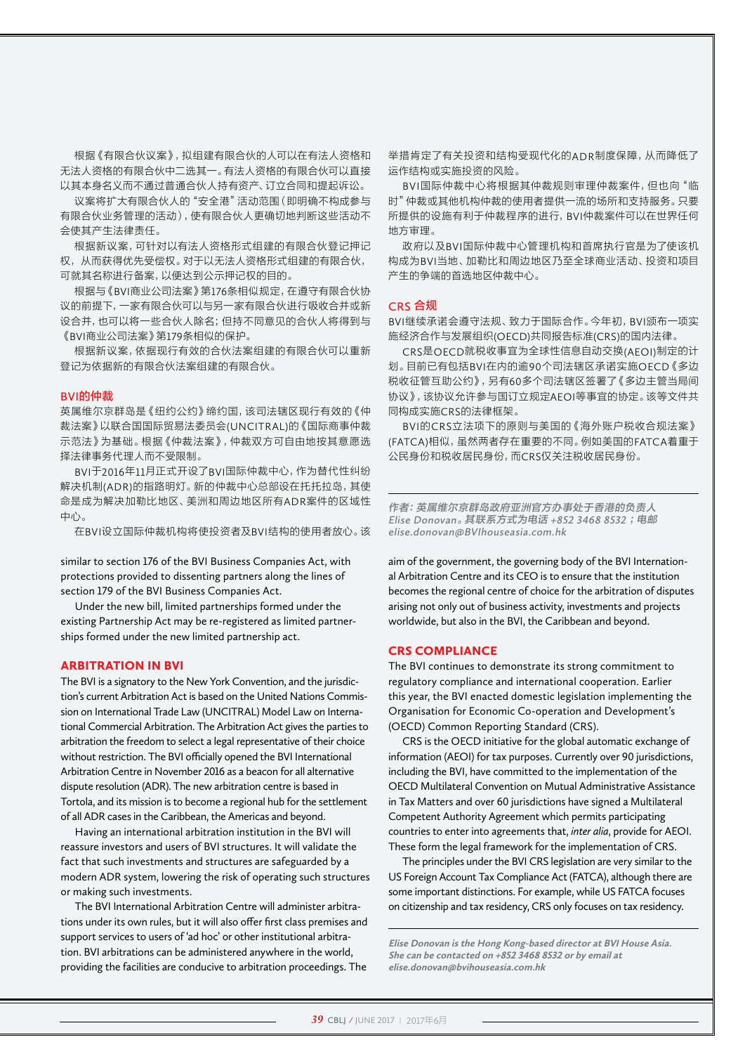根据《有限合伙议案》，拟组建有限合伙的人可以在有法人资格和无法人资格的有限合伙中二选其一。有法人资格的有限合伙可以直接以其本身名义而不通过普通合伙人持有资产、订立合同和提起诉讼。

议案将扩大有限合伙人的"安全港"活动范围（即明确不构成参与有限合伙业务管理的活动），使有限合伙人更确切地判断这些活动不会使其产生法律责任。

根据新议案，可针对以有法人资格形式组建的有限合伙登记押记权，从而获得优先受偿权。对于以无法人资格形式组建的有限合伙，可就其名称进行备案，以便达到公示押记权的目的。

根据与《BVI商业公司法案》第176条相似规定，在遵守有限合伙协议的前提下，一家有限合伙可以与另一家有限合伙进行吸收合并或新设合并，也可以将一些合伙人除名；但持不同意见的合伙人将得到与《BVI商业公司法案》第179条相似的保护。

根据新议案，依据现行有效的合伙法案组建的有限合伙可以重新登记为依据新的有限合伙法案组建的有限合伙。

## BVI的仲裁

英属维尔京群岛是《纽约公约》缔约国，该司法辖区现行有效的《仲裁法案》以联合国国际贸易法委员会(UNCITRAL)的《国际商事仲裁示范法》为基础。根据《仲裁法案》，仲裁双方可自由地按其意愿选择法律事务代理人而不受限制。

BVI于2016年11月正式开设了BVI国际仲裁中心，作为替代性纠纷解决机制(ADR)的指路明灯。新的仲裁中心总部设在托托拉岛，其使命是成为解决加勒比地区、美洲和周边地区所有ADR案件的区域性中心。

在BVI设立国际仲裁机构将使投资者及BVI结构的使用者放心。该举措肯定了有关投资和结构受现代化的ADR制度保障，从而降低了运作结构或实施投资的风险。

BVI国际仲裁中心将根据其仲裁规则审理仲裁案件，但也向"临时"仲裁或其他机构仲裁的使用者提供一流的场所和支持服务。只要所提供的设施有利于仲裁程序的进行，BVI仲裁案件可以在世界任何地方审理。

政府以及BVI国际仲裁中心管理机构和首席执行官是为了使该机构成为BVI当地、加勒比和周边地区乃至全球商业活动、投资和项目产生的争端的首选地区仲裁中心。

## CRS 合规

BVI继续承诺会遵守法规、致力于国际合作。今年初，BVI颁布一项实施经济合作与发展组织(OECD)共同报告标准(CRS)的国内法律。

CRS是OECD就税收事宜为全球性信息自动交换(AEOI)制定的计划。目前已有包括BVI在内的逾90个司法辖区承诺实施OECD《多边税收征管互助公约》，另有60多个司法辖区签署了《多边主管当局间协议》，该协议允许参与国订立规定AEOI等事宜的协定。该等文件共同构成实施CRS的法律框架。

BVI的CRS立法项下的原则与美国的《海外账户税收合规法案》(FATCA)相似，虽然两者存在重要的不同。例如美国的FATCA着重于公民身份和税收居民身份，而CRS仅关注税收居民身份。

*作者：英属维尔京群岛政府亚洲官方办事处于香港的负责人 Elise Donovan。其联系方式为电话 +852 3468 8532；电邮 elise.donovan@BVIhouseasia.com.hk*

similar to section 176 of the BVI Business Companies Act, with protections provided to dissenting partners along the lines of section 179 of the BVI Business Companies Act.

Under the new bill, limited partnerships formed under the existing Partnership Act may be re-registered as limited partnerships formed under the new limited partnership act.

## ARBITRATION IN BVI

The BVI is a signatory to the New York Convention, and the jurisdiction's current Arbitration Act is based on the United Nations Commission on International Trade Law (UNCITRAL) Model Law on International Commercial Arbitration. The Arbitration Act gives the parties to arbitration the freedom to select a legal representative of their choice without restriction. The BVI officially opened the BVI International Arbitration Centre in November 2016 as a beacon for all alternative dispute resolution (ADR). The new arbitration centre is based in Tortola, and its mission is to become a regional hub for the settlement of all ADR cases in the Caribbean, the Americas and beyond.

Having an international arbitration institution in the BVI will reassure investors and users of BVI structures. It will validate the fact that such investments and structures are safeguarded by a modern ADR system, lowering the risk of operating such structures or making such investments.

The BVI International Arbitration Centre will administer arbitrations under its own rules, but it will also offer first class premises and support services to users of 'ad hoc' or other institutional arbitration. BVI arbitrations can be administered anywhere in the world, providing the facilities are conducive to arbitration proceedings. The aim of the government, the governing body of the BVI International Arbitration Centre and its CEO is to ensure that the institution becomes the regional centre of choice for the arbitration of disputes arising not only out of business activity, investments and projects worldwide, but also in the BVI, the Caribbean and beyond.

## CRS COMPLIANCE

The BVI continues to demonstrate its strong commitment to regulatory compliance and international cooperation. Earlier this year, the BVI enacted domestic legislation implementing the Organisation for Economic Co-operation and Development's (OECD) Common Reporting Standard (CRS).

CRS is the OECD initiative for the global automatic exchange of information (AEOI) for tax purposes. Currently over 90 jurisdictions, including the BVI, have committed to the implementation of the OECD Multilateral Convention on Mutual Administrative Assistance in Tax Matters and over 60 jurisdictions have signed a Multilateral Competent Authority Agreement which permits participating countries to enter into agreements that, *inter alia*, provide for AEOI. These form the legal framework for the implementation of CRS.

The principles under the BVI CRS legislation are very similar to the US Foreign Account Tax Compliance Act (FATCA), although there are some important distinctions. For example, while US FATCA focuses on citizenship and tax residency, CRS only focuses on tax residency.

*Elise Donovan is the Hong Kong-based director at BVI House Asia. She can be contacted on +852 3468 8532 or by email at elise.donovan@bvihouseasia.com.hk*